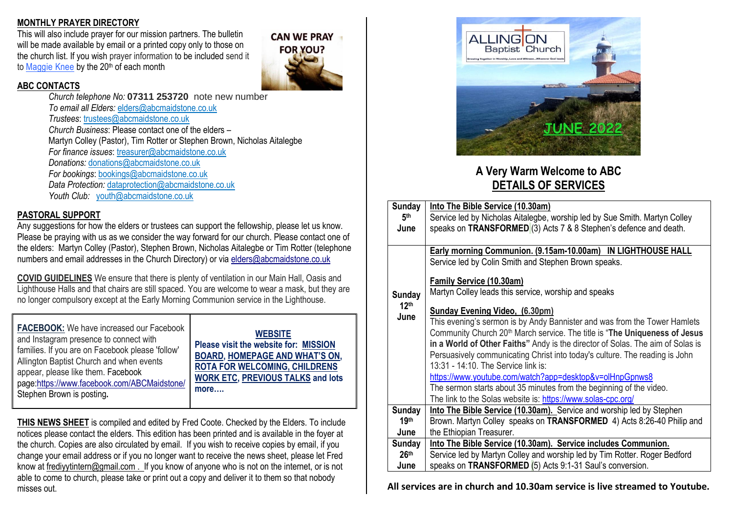## MONTHLY PRAYER DIRECTORY

This will also include prayer for our mission partners. The bulletin will be made available by email or a printed copy only to those on the church list. If you wish prayer information to be included send it to Maggie Knee by the 20th of each month

CAN WE PRAY FOR YOU?

## ABC CONTACTS

*Church telephone No:* **07311 253720** note new number
*To email all Elders:* elders@abcmaidstone.co.uk
*Trustees*: trustees@abcmaidstone.co.uk
*Church Business*: Please contact one of the elders –
Martyn Colley (Pastor), Tim Rotter or Stephen Brown, Nicholas Aitalegbe
*For finance issues*: treasurer@abcmaidstone.co.uk
*Donations:* donations@abcmaidstone.co.uk
*For bookings*: bookings@abcmaidstone.co.uk
*Data Protection:* dataprotection@abcmaidstone.co.uk
*Youth Club:* youth@abcmaidstone.co.uk

## PASTORAL SUPPORT

Any suggestions for how the elders or trustees can support the fellowship, please let us know. Please be praying with us as we consider the way forward for our church. Please contact one of the elders: Martyn Colley (Pastor), Stephen Brown, Nicholas Aitalegbe or Tim Rotter (telephone numbers and email addresses in the Church Directory) or via elders@abcmaidstone.co.uk

**COVID GUIDELINES** We ensure that there is plenty of ventilation in our Main Hall, Oasis and Lighthouse Halls and that chairs are still spaced. You are welcome to wear a mask, but they are no longer compulsory except at the Early Morning Communion service in the Lighthouse.

| **FACEBOOK:** We have increased our Facebook and Instagram presence to connect with families. If you are on Facebook please 'follow' Allington Baptist Church and when events appear, please like them. Facebook page:https://www.facebook.com/ABCMaidstone/ Stephen Brown is posting. | **WEBSITE** **Please visit the website for: MISSION BOARD, HOMEPAGE AND WHAT'S ON, ROTA FOR WELCOMING, CHILDRENS WORK ETC, PREVIOUS TALKS and lots more….** |
|---|---|

**THIS NEWS SHEET** is compiled and edited by Fred Coote. Checked by the Elders. To include notices please contact the elders. This edition has been printed and is available in the foyer at the church. Copies are also circulated by email. If you wish to receive copies by email, if you change your email address or if you no longer want to receive the news sheet, please let Fred know at frediyytintern@gmail.com . If you know of anyone who is not on the internet, or is not able to come to church, please take or print out a copy and deliver it to them so that nobody misses out.

ALLINGTON Baptist Church
Growing Together in Worship, Love and Witness…Wherever God leads

JUNE 2022

## A Very Warm Welcome to ABC
## DETAILS OF SERVICES

| Date | Service |
|---|---|
| **Sunday 5th June** | **Into The Bible Service (10.30am)** Service led by Nicholas Aitalegbe, worship led by Sue Smith. Martyn Colley speaks on **TRANSFORMED** (3) Acts 7 & 8 Stephen's defence and death. |
| **Sunday 12th June** | **Early morning Communion. (9.15am-10.00am) IN LIGHTHOUSE HALL** Service led by Colin Smith and Stephen Brown speaks. **Family Service (10.30am)** Martyn Colley leads this service, worship and speaks **Sunday Evening Video, (6.30pm)** This evening's sermon is by Andy Bannister and was from the Tower Hamlets Community Church 20th March service. The title is "**The Uniqueness of Jesus in a World of Other Faiths"** Andy is the director of Solas. The aim of Solas is Persuasively communicating Christ into today's culture. The reading is John 13:31 - 14:10. The Service link is: https://www.youtube.com/watch?app=desktop&v=olHnpGpnws8 The sermon starts about 35 minutes from the beginning of the video. The link to the Solas website is: https://www.solas-cpc.org/ |
| **Sunday 19th June** | **Into The Bible Service (10.30am).** Service and worship led by Stephen Brown. Martyn Colley speaks on **TRANSFORMED** 4) Acts 8:26-40 Philip and the Ethiopian Treasurer. |
| **Sunday 26th June** | **Into The Bible Service (10.30am). Service includes Communion.** Service led by Martyn Colley and worship led by Tim Rotter. Roger Bedford speaks on **TRANSFORMED** (5) Acts 9:1-31 Saul's conversion. |

**All services are in church and 10.30am service is live streamed to Youtube.**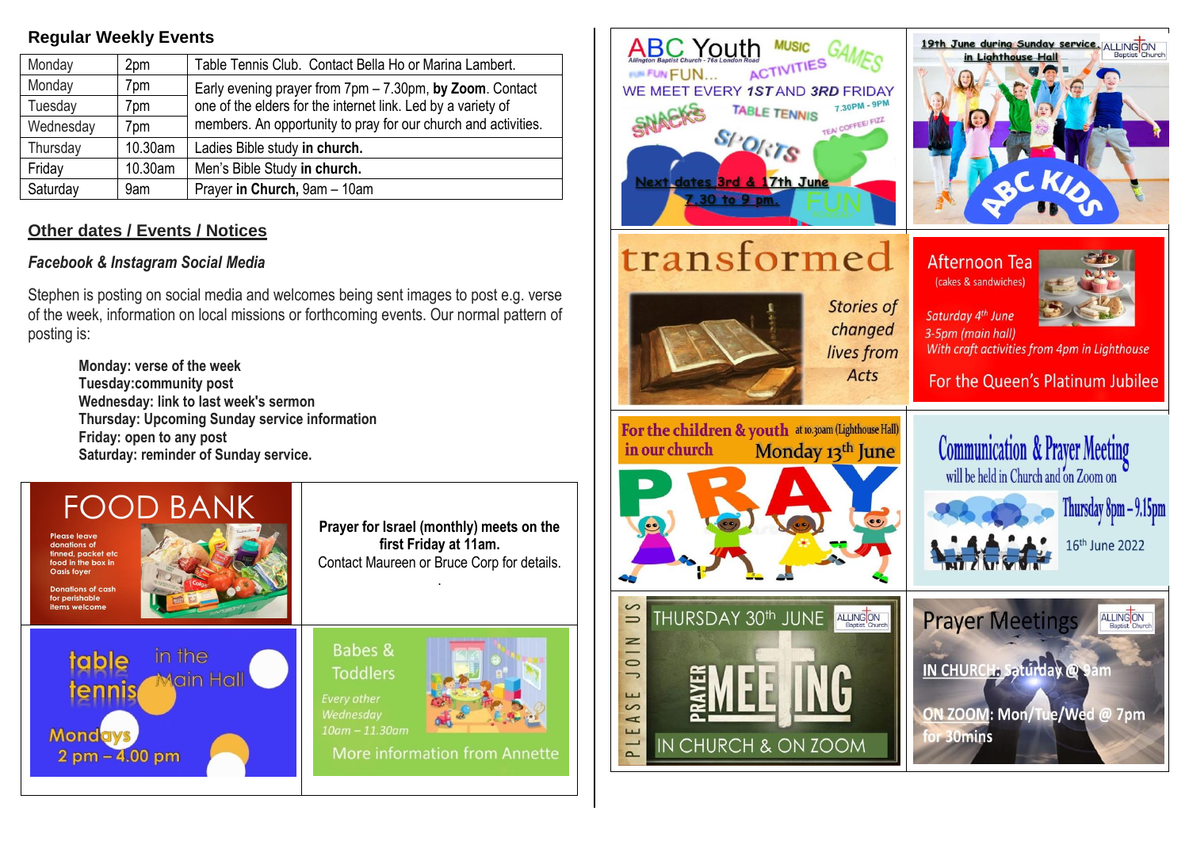## Regular Weekly Events

| | | |
|---|---|---|
| Monday | 2pm | Table Tennis Club. Contact Bella Ho or Marina Lambert. |
| Monday | 7pm | Early evening prayer from 7pm – 7.30pm, **by Zoom**. Contact one of the elders for the internet link. Led by a variety of members. An opportunity to pray for our church and activities. |
| Tuesday | 7pm | |
| Wednesday | 7pm | |
| Thursday | 10.30am | Ladies Bible study **in church.** |
| Friday | 10.30am | Men's Bible Study **in church.** |
| Saturday | 9am | Prayer **in Church,** 9am – 10am |

## Other dates / Events / Notices

### *Facebook & Instagram Social Media*

Stephen is posting on social media and welcomes being sent images to post e.g. verse of the week, information on local missions or forthcoming events. Our normal pattern of posting is:

**Monday: verse of the week**
**Tuesday:community post**
**Wednesday: link to last week's sermon**
**Thursday: Upcoming Sunday service information**
**Friday: open to any post**
**Saturday: reminder of Sunday service.**

FOOD BANK
Please leave donations of tinned, packet etc food in the box in Oasis foyer
Donations of cash for perishable items welcome

**Prayer for Israel (monthly) meets on the first Friday at 11am.**
Contact Maureen or Bruce Corp for details.

table tennis in the Main Hall
Mondays 2 pm – 4.00 pm

Babes & Toddlers
Every other Wednesday
10am – 11.30am
More information from Annette

ABC Youth
Allington Baptist Church - 76a London Road
FUN FUN... MUSIC ACTIVITIES GAMES
WE MEET EVERY 1ST AND 3RD FRIDAY
SNACKS TABLE TENNIS 7.30PM - 9PM
TEA/ COFFEE/ FIZZ
SPORTS
Next dates 3rd & 17th June
7.30 to 9 pm.
FUN

19th June during Sunday service in Lighthouse Hall
ALLINGTON Baptist Church
ABC KIDS

transformed
Stories of changed lives from Acts

Afternoon Tea
(cakes & sandwiches)
Saturday 4th June
3-5pm (main hall)
With craft activities from 4pm in Lighthouse
For the Queen's Platinum Jubilee

For the children & youth in our church
at 10.30am (Lighthouse Hall)
Monday 13th June
PRAY

Communication & Prayer Meeting
will be held in Church and on Zoom on
Thursday 8pm – 9.15pm
16th June 2022

PLEASE JOIN US
THURSDAY 30th JUNE
ALLINGTON Baptist Church
PRAYER MEETING
IN CHURCH & ON ZOOM

Prayer Meetings
ALLINGTON Baptist Church
IN CHURCH: Saturday @ 9am
ON ZOOM: Mon/Tue/Wed @ 7pm for 30mins